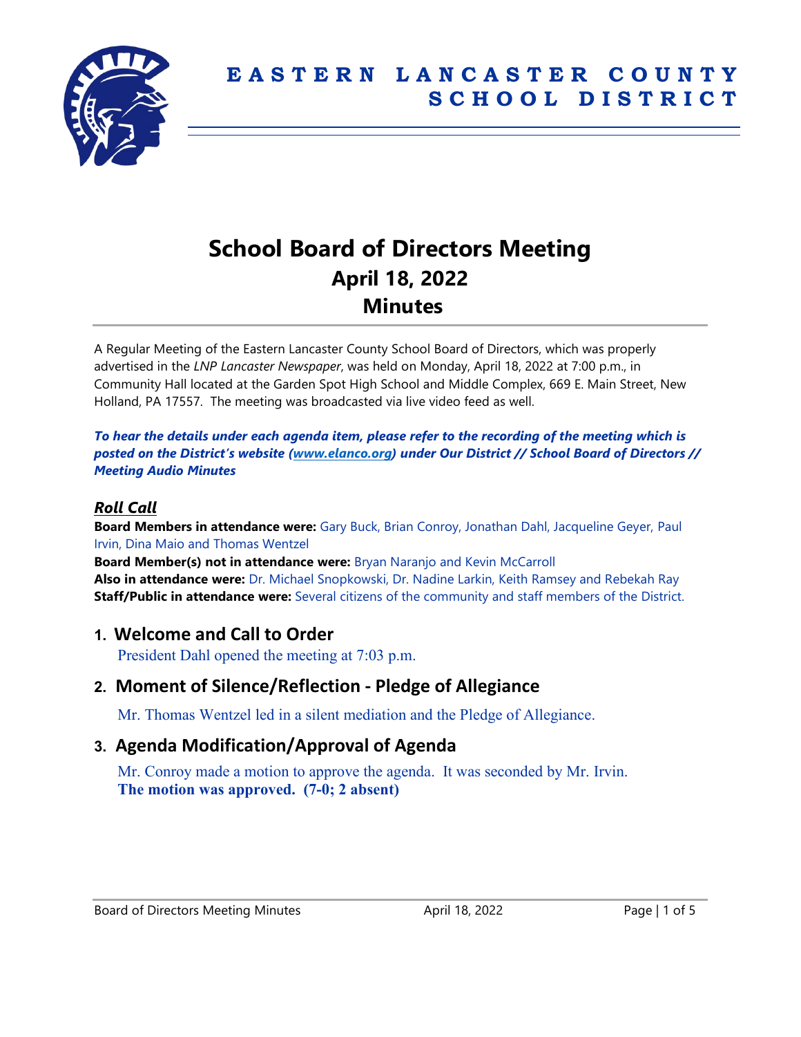# EASTERN LANCASTER COUNTY SCHOOL DISTRICT

## School Board of Directors Meeting
## April 18, 2022
## Minutes

A Regular Meeting of the Eastern Lancaster County School Board of Directors, which was properly advertised in the *LNP Lancaster Newspaper*, was held on Monday, April 18, 2022 at 7:00 p.m., in Community Hall located at the Garden Spot High School and Middle Complex, 669 E. Main Street, New Holland, PA 17557. The meeting was broadcasted via live video feed as well.

***To hear the details under each agenda item, please refer to the recording of the meeting which is posted on the District's website ([www.elanco.org](www.elanco.org)) under Our District // School Board of Directors // Meeting Audio Minutes***

### *Roll Call*

**Board Members in attendance were:** Gary Buck, Brian Conroy, Jonathan Dahl, Jacqueline Geyer, Paul Irvin, Dina Maio and Thomas Wentzel
**Board Member(s) not in attendance were:** Bryan Naranjo and Kevin McCarroll
**Also in attendance were:** Dr. Michael Snopkowski, Dr. Nadine Larkin, Keith Ramsey and Rebekah Ray
**Staff/Public in attendance were:** Several citizens of the community and staff members of the District.

## 1. Welcome and Call to Order

President Dahl opened the meeting at 7:03 p.m.

## 2. Moment of Silence/Reflection - Pledge of Allegiance

Mr. Thomas Wentzel led in a silent mediation and the Pledge of Allegiance.

## 3. Agenda Modification/Approval of Agenda

Mr. Conroy made a motion to approve the agenda. It was seconded by Mr. Irvin.
**The motion was approved. (7-0; 2 absent)**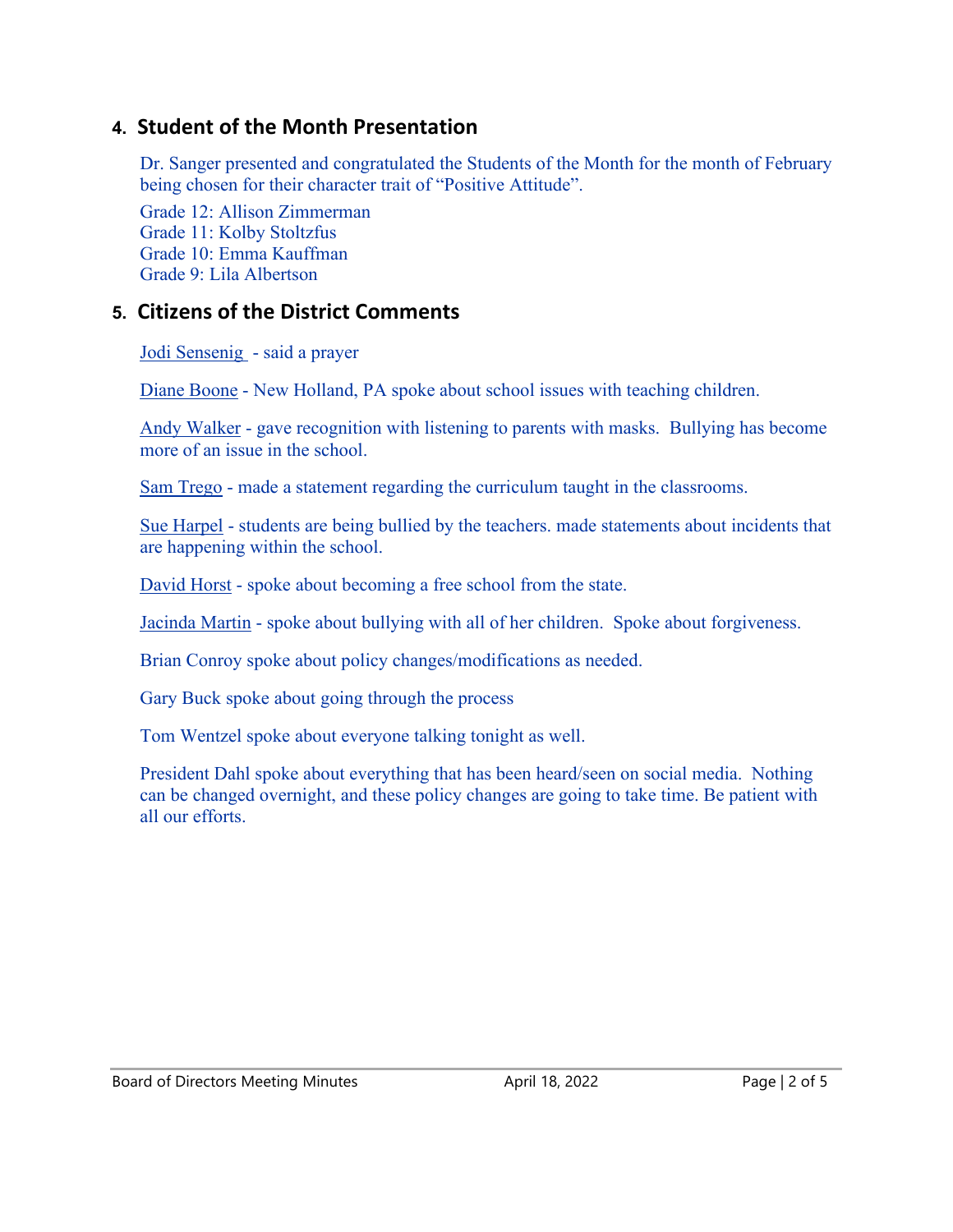## 4. Student of the Month Presentation

Dr. Sanger presented and congratulated the Students of the Month for the month of February being chosen for their character trait of "Positive Attitude".

Grade 12: Allison Zimmerman
Grade 11: Kolby Stoltzfus
Grade 10: Emma Kauffman
Grade 9: Lila Albertson

## 5. Citizens of the District Comments

Jodi Sensenig - said a prayer

Diane Boone - New Holland, PA spoke about school issues with teaching children.

Andy Walker - gave recognition with listening to parents with masks. Bullying has become more of an issue in the school.

Sam Trego - made a statement regarding the curriculum taught in the classrooms.

Sue Harpel - students are being bullied by the teachers. made statements about incidents that are happening within the school.

David Horst - spoke about becoming a free school from the state.

Jacinda Martin - spoke about bullying with all of her children. Spoke about forgiveness.

Brian Conroy spoke about policy changes/modifications as needed.

Gary Buck spoke about going through the process

Tom Wentzel spoke about everyone talking tonight as well.

President Dahl spoke about everything that has been heard/seen on social media. Nothing can be changed overnight, and these policy changes are going to take time. Be patient with all our efforts.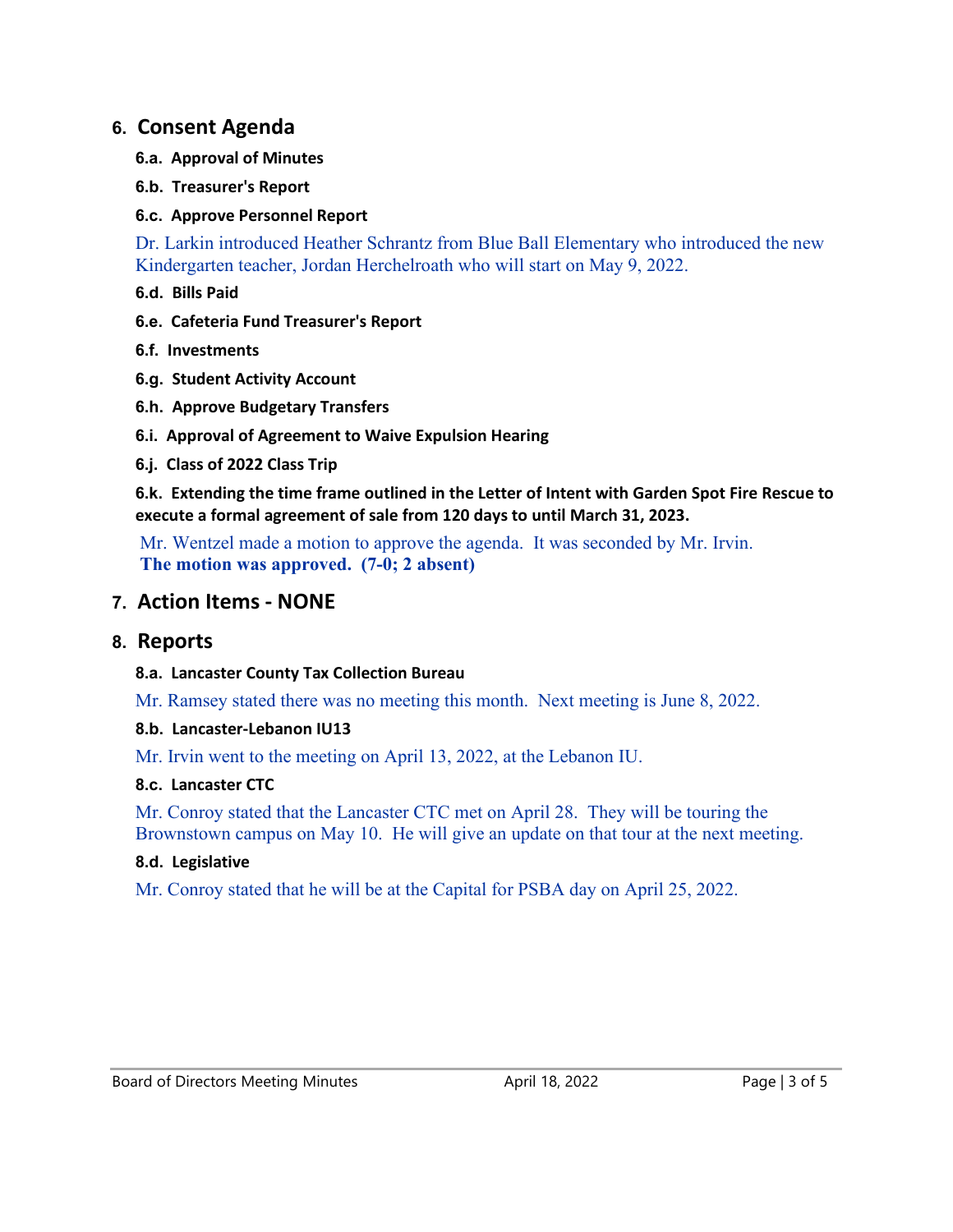## 6. Consent Agenda

### 6.a. Approval of Minutes

### 6.b. Treasurer's Report

### 6.c. Approve Personnel Report

Dr. Larkin introduced Heather Schrantz from Blue Ball Elementary who introduced the new Kindergarten teacher, Jordan Herchelroath who will start on May 9, 2022.

### 6.d. Bills Paid

### 6.e. Cafeteria Fund Treasurer's Report

### 6.f. Investments

### 6.g. Student Activity Account

### 6.h. Approve Budgetary Transfers

### 6.i. Approval of Agreement to Waive Expulsion Hearing

### 6.j. Class of 2022 Class Trip

### 6.k. Extending the time frame outlined in the Letter of Intent with Garden Spot Fire Rescue to execute a formal agreement of sale from 120 days to until March 31, 2023.

Mr. Wentzel made a motion to approve the agenda. It was seconded by Mr. Irvin.
**The motion was approved. (7-0; 2 absent)**

## 7. Action Items - NONE

## 8. Reports

### 8.a. Lancaster County Tax Collection Bureau

Mr. Ramsey stated there was no meeting this month. Next meeting is June 8, 2022.

### 8.b. Lancaster-Lebanon IU13

Mr. Irvin went to the meeting on April 13, 2022, at the Lebanon IU.

### 8.c. Lancaster CTC

Mr. Conroy stated that the Lancaster CTC met on April 28. They will be touring the Brownstown campus on May 10. He will give an update on that tour at the next meeting.

### 8.d. Legislative

Mr. Conroy stated that he will be at the Capital for PSBA day on April 25, 2022.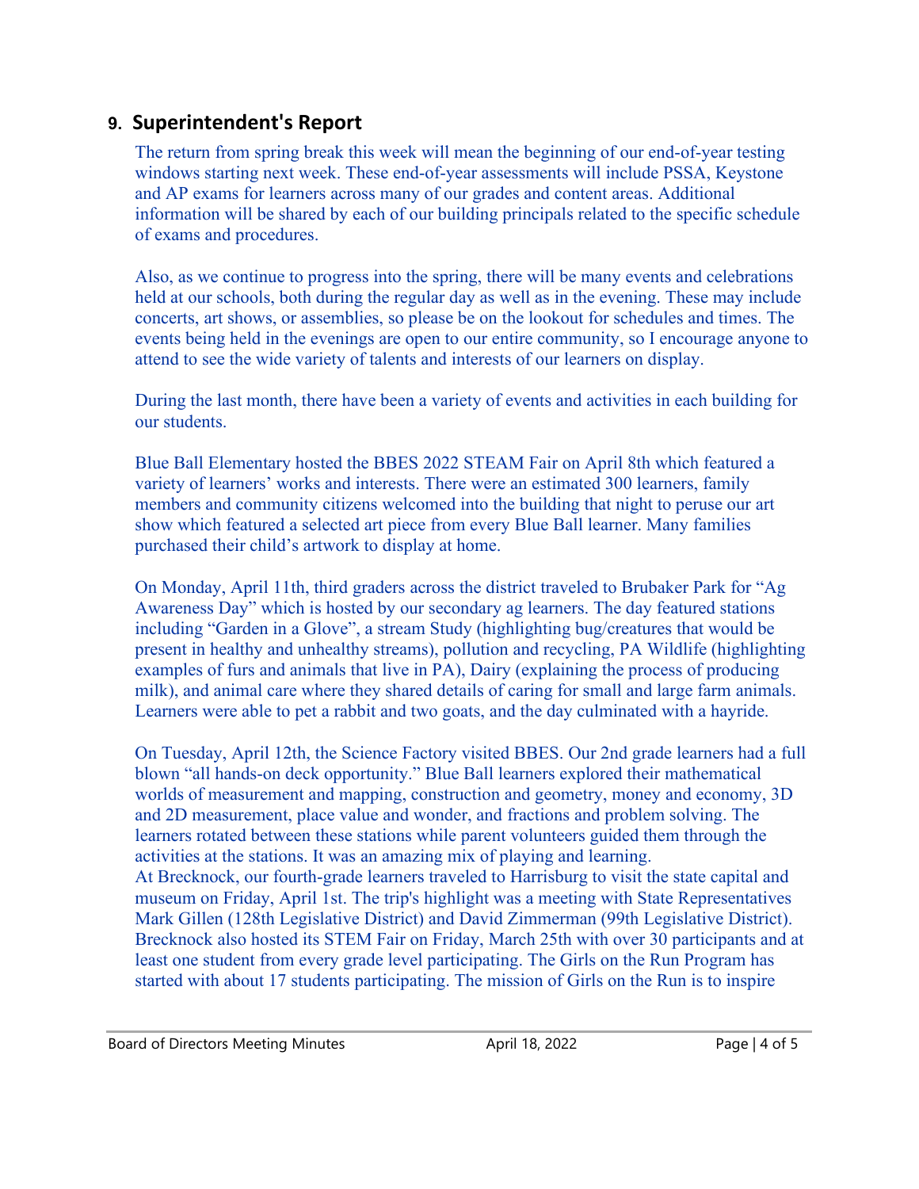## 9. Superintendent's Report

The return from spring break this week will mean the beginning of our end-of-year testing windows starting next week. These end-of-year assessments will include PSSA, Keystone and AP exams for learners across many of our grades and content areas. Additional information will be shared by each of our building principals related to the specific schedule of exams and procedures.

Also, as we continue to progress into the spring, there will be many events and celebrations held at our schools, both during the regular day as well as in the evening. These may include concerts, art shows, or assemblies, so please be on the lookout for schedules and times. The events being held in the evenings are open to our entire community, so I encourage anyone to attend to see the wide variety of talents and interests of our learners on display.

During the last month, there have been a variety of events and activities in each building for our students.

Blue Ball Elementary hosted the BBES 2022 STEAM Fair on April 8th which featured a variety of learners' works and interests. There were an estimated 300 learners, family members and community citizens welcomed into the building that night to peruse our art show which featured a selected art piece from every Blue Ball learner. Many families purchased their child's artwork to display at home.

On Monday, April 11th, third graders across the district traveled to Brubaker Park for "Ag Awareness Day" which is hosted by our secondary ag learners. The day featured stations including "Garden in a Glove", a stream Study (highlighting bug/creatures that would be present in healthy and unhealthy streams), pollution and recycling, PA Wildlife (highlighting examples of furs and animals that live in PA), Dairy (explaining the process of producing milk), and animal care where they shared details of caring for small and large farm animals. Learners were able to pet a rabbit and two goats, and the day culminated with a hayride.

On Tuesday, April 12th, the Science Factory visited BBES. Our 2nd grade learners had a full blown "all hands-on deck opportunity." Blue Ball learners explored their mathematical worlds of measurement and mapping, construction and geometry, money and economy, 3D and 2D measurement, place value and wonder, and fractions and problem solving. The learners rotated between these stations while parent volunteers guided them through the activities at the stations. It was an amazing mix of playing and learning.
At Brecknock, our fourth-grade learners traveled to Harrisburg to visit the state capital and museum on Friday, April 1st. The trip's highlight was a meeting with State Representatives Mark Gillen (128th Legislative District) and David Zimmerman (99th Legislative District). Brecknock also hosted its STEM Fair on Friday, March 25th with over 30 participants and at least one student from every grade level participating. The Girls on the Run Program has started with about 17 students participating. The mission of Girls on the Run is to inspire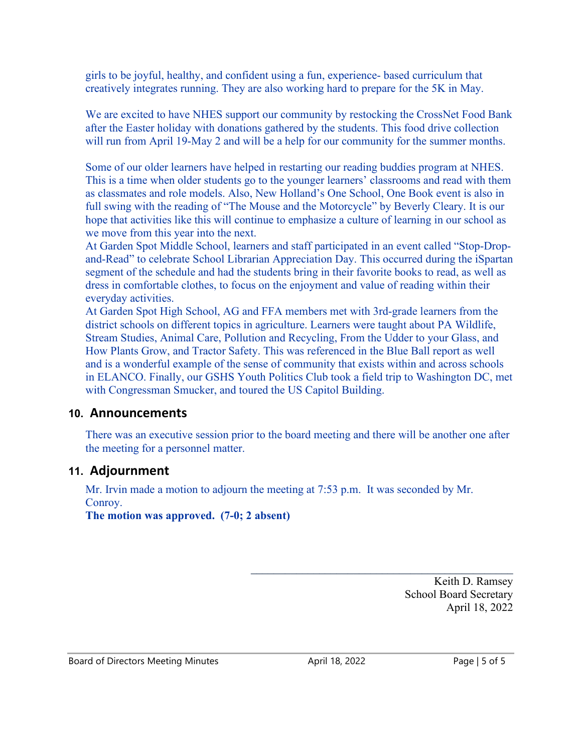girls to be joyful, healthy, and confident using a fun, experience- based curriculum that creatively integrates running. They are also working hard to prepare for the 5K in May.

We are excited to have NHES support our community by restocking the CrossNet Food Bank after the Easter holiday with donations gathered by the students. This food drive collection will run from April 19-May 2 and will be a help for our community for the summer months.

Some of our older learners have helped in restarting our reading buddies program at NHES. This is a time when older students go to the younger learners' classrooms and read with them as classmates and role models. Also, New Holland's One School, One Book event is also in full swing with the reading of "The Mouse and the Motorcycle" by Beverly Cleary. It is our hope that activities like this will continue to emphasize a culture of learning in our school as we move from this year into the next.

At Garden Spot Middle School, learners and staff participated in an event called "Stop-Drop-and-Read" to celebrate School Librarian Appreciation Day. This occurred during the iSpartan segment of the schedule and had the students bring in their favorite books to read, as well as dress in comfortable clothes, to focus on the enjoyment and value of reading within their everyday activities.

At Garden Spot High School, AG and FFA members met with 3rd-grade learners from the district schools on different topics in agriculture. Learners were taught about PA Wildlife, Stream Studies, Animal Care, Pollution and Recycling, From the Udder to your Glass, and How Plants Grow, and Tractor Safety. This was referenced in the Blue Ball report as well and is a wonderful example of the sense of community that exists within and across schools in ELANCO. Finally, our GSHS Youth Politics Club took a field trip to Washington DC, met with Congressman Smucker, and toured the US Capitol Building.

## 10. Announcements

There was an executive session prior to the board meeting and there will be another one after the meeting for a personnel matter.

## 11. Adjournment

Mr. Irvin made a motion to adjourn the meeting at 7:53 p.m. It was seconded by Mr. Conroy.

**The motion was approved. (7-0; 2 absent)**

\_\_\_\_\_\_\_\_\_\_\_\_\_\_\_\_\_\_\_\_\_\_\_\_\_\_\_\_\_\_\_\_\_\_\_\_

Keith D. Ramsey
School Board Secretary
April 18, 2022